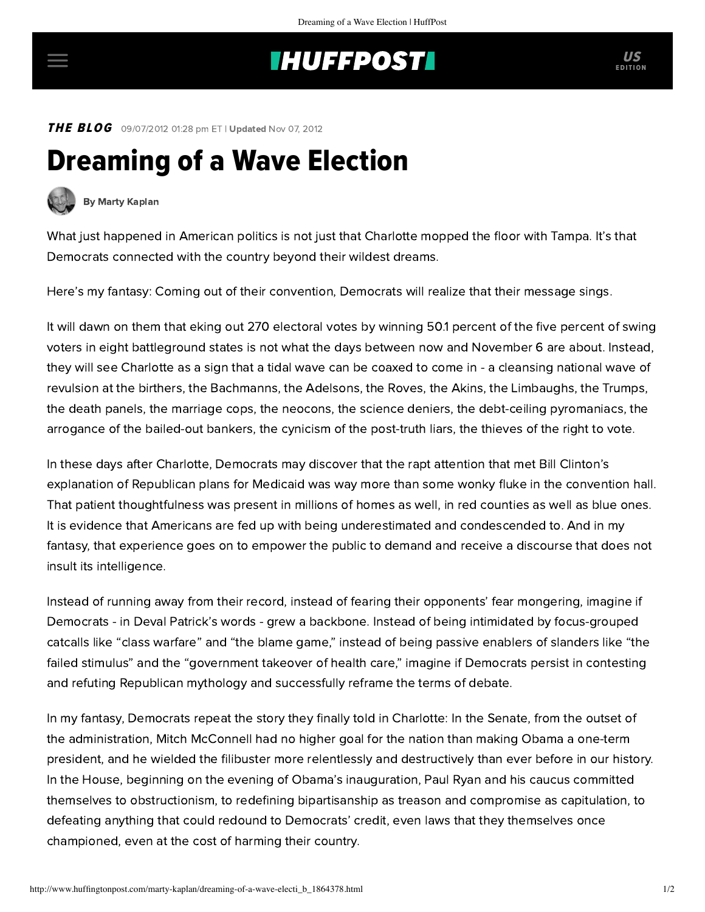**THE BLOG** 09/07/2012 01:28 pm ET | **Updated** Nov 07, 2012

# Dreaming of a Wave Election

By Marty Kaplan

What just happened in American politics is not just that Charlotte mopped the floor with Tampa. It's that Democrats connected with the country beyond their wildest dreams.

Here's my fantasy: Coming out of their convention, Democrats will realize that their message sings.

It will dawn on them that eking out 270 electoral votes by winning 50.1 percent of the five percent of swing voters in eight battleground states is not what the days between now and November 6 are about. Instead, they will see Charlotte as a sign that a tidal wave can be coaxed to come in - a cleansing national wave of revulsion at the birthers, the Bachmanns, the Adelsons, the Roves, the Akins, the Limbaughs, the Trumps, the death panels, the marriage cops, the neocons, the science deniers, the debt-ceiling pyromaniacs, the arrogance of the bailed-out bankers, the cynicism of the post-truth liars, the thieves of the right to vote.

In these days after Charlotte, Democrats may discover that the rapt attention that met Bill Clinton's explanation of Republican plans for Medicaid was way more than some wonky fluke in the convention hall. That patient thoughtfulness was present in millions of homes as well, in red counties as well as blue ones. It is evidence that Americans are fed up with being underestimated and condescended to. And in my fantasy, that experience goes on to empower the public to demand and receive a discourse that does not insult its intelligence.

Instead of running away from their record, instead of fearing their opponents' fear mongering, imagine if Democrats - in Deval Patrick's words - grew a backbone. Instead of being intimidated by focus-grouped catcalls like "class warfare" and "the blame game," instead of being passive enablers of slanders like "the failed stimulus" and the "government takeover of health care," imagine if Democrats persist in contesting and refuting Republican mythology and successfully reframe the terms of debate.

In my fantasy, Democrats repeat the story they finally told in Charlotte: In the Senate, from the outset of the administration, Mitch McConnell had no higher goal for the nation than making Obama a one-term president, and he wielded the filibuster more relentlessly and destructively than ever before in our history. In the House, beginning on the evening of Obama's inauguration, Paul Ryan and his caucus committed themselves to obstructionism, to redefining bipartisanship as treason and compromise as capitulation, to defeating anything that could redound to Democrats' credit, even laws that they themselves once championed, even at the cost of harming their country.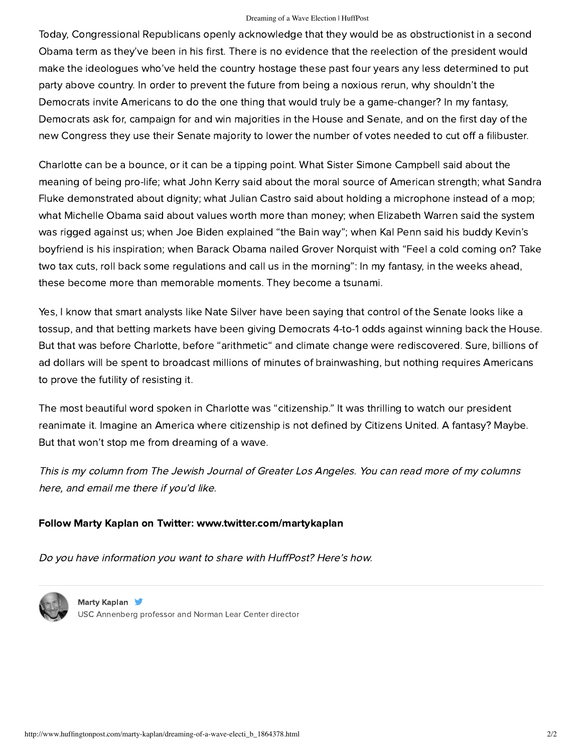Today, Congressional Republicans openly acknowledge that they would be as obstructionist in a second Obama term as they've been in his first. There is no evidence that the reelection of the president would make the ideologues who've held the country hostage these past four years any less determined to put party above country. In order to prevent the future from being a noxious rerun, why shouldn't the Democrats invite Americans to do the one thing that would truly be a game-changer? In my fantasy, Democrats ask for, campaign for and win majorities in the House and Senate, and on the first day of the new Congress they use their Senate majority to lower the number of votes needed to cut off a filibuster.

Charlotte can be a bounce, or it can be a tipping point. What Sister Simone Campbell said about the meaning of being pro-life; what John Kerry said about the moral source of American strength; what Sandra Fluke demonstrated about dignity; what Julian Castro said about holding a microphone instead of a mop; what Michelle Obama said about values worth more than money; when Elizabeth Warren said the system was rigged against us; when Joe Biden explained "the Bain way"; when Kal Penn said his buddy Kevin's boyfriend is his inspiration; when Barack Obama nailed Grover Norquist with "Feel a cold coming on? Take two tax cuts, roll back some regulations and call us in the morning": In my fantasy, in the weeks ahead, these become more than memorable moments. They become a tsunami.

Yes, I know that smart analysts like Nate Silver have been saying that control of the Senate looks like a tossup, and that betting markets have been giving Democrats 4-to-1 odds against winning back the House. But that was before Charlotte, before "arithmetic" and climate change were rediscovered. Sure, billions of ad dollars will be spent to broadcast millions of minutes of brainwashing, but nothing requires Americans to prove the futility of resisting it.

The most beautiful word spoken in Charlotte was "citizenship." It was thrilling to watch our president reanimate it. Imagine an America where citizenship is not defined by Citizens United. A fantasy? Maybe. But that won't stop me from dreaming of a wave.

*This is my column from The Jewish Journal of Greater Los Angeles. You can read more of my columns here, and email me there if you'd like.*

**Follow Marty Kaplan on Twitter: www.twitter.com/martykaplan**

*Do you have information you want to share with HuffPost? Here's how.*

**Marty Kaplan**

USC Annenberg professor and Norman Lear Center director